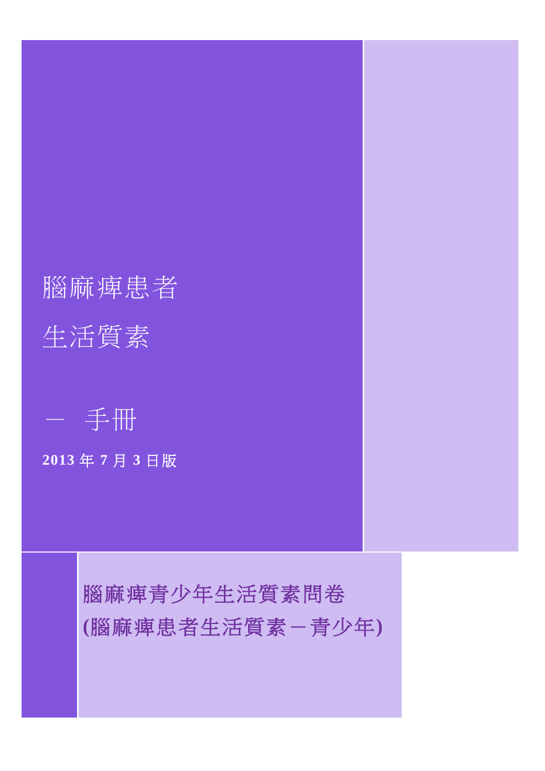# 腦痲痺患者

# 生活質素

## — 手冊

**2013 年 7 月 3 日版**

**腦痲痺青少年生活質素問卷**

**(腦痲痺患者生活質素－青少年)**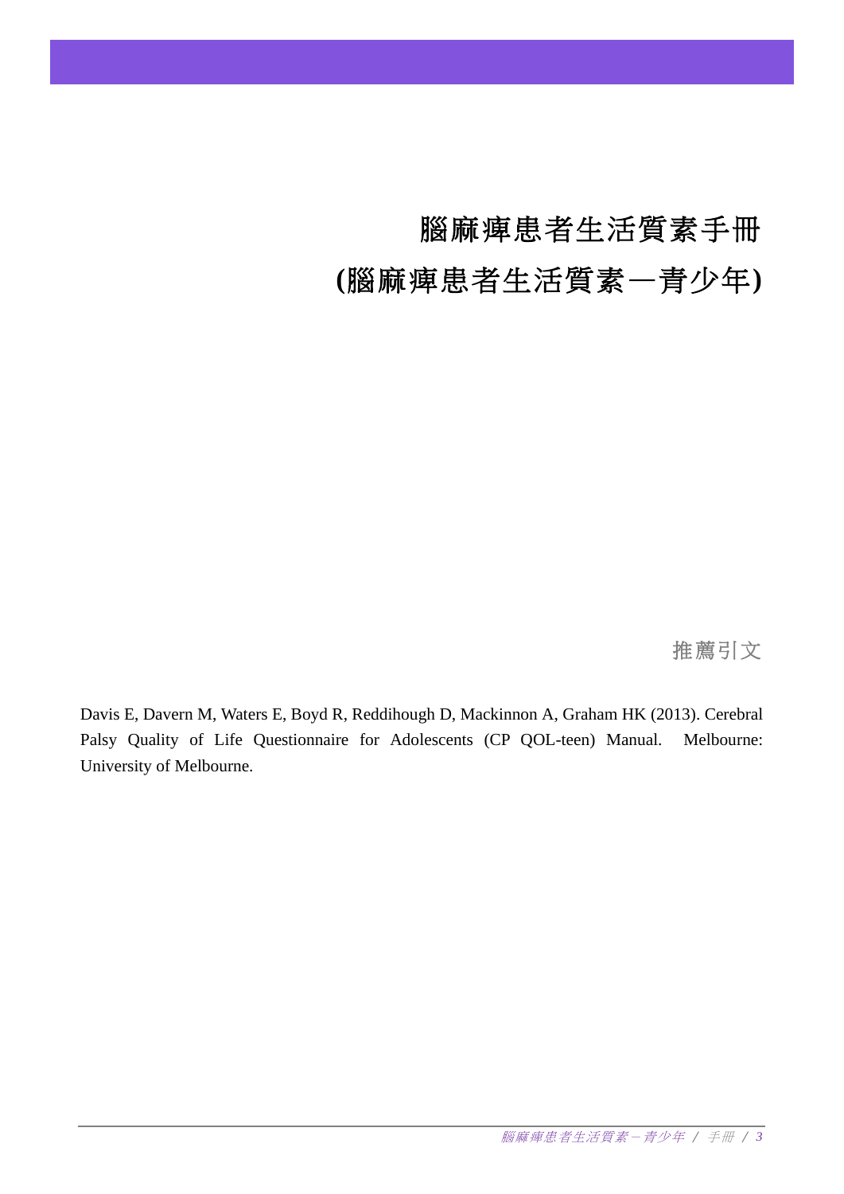# 腦麻痺患者生活質素手冊

# (腦麻痺患者生活質素—青少年)

推薦引文

Davis E, Davern M, Waters E, Boyd R, Reddihough D, Mackinnon A, Graham HK (2013). Cerebral Palsy Quality of Life Questionnaire for Adolescents (CP QOL-teen) Manual. Melbourne: University of Melbourne.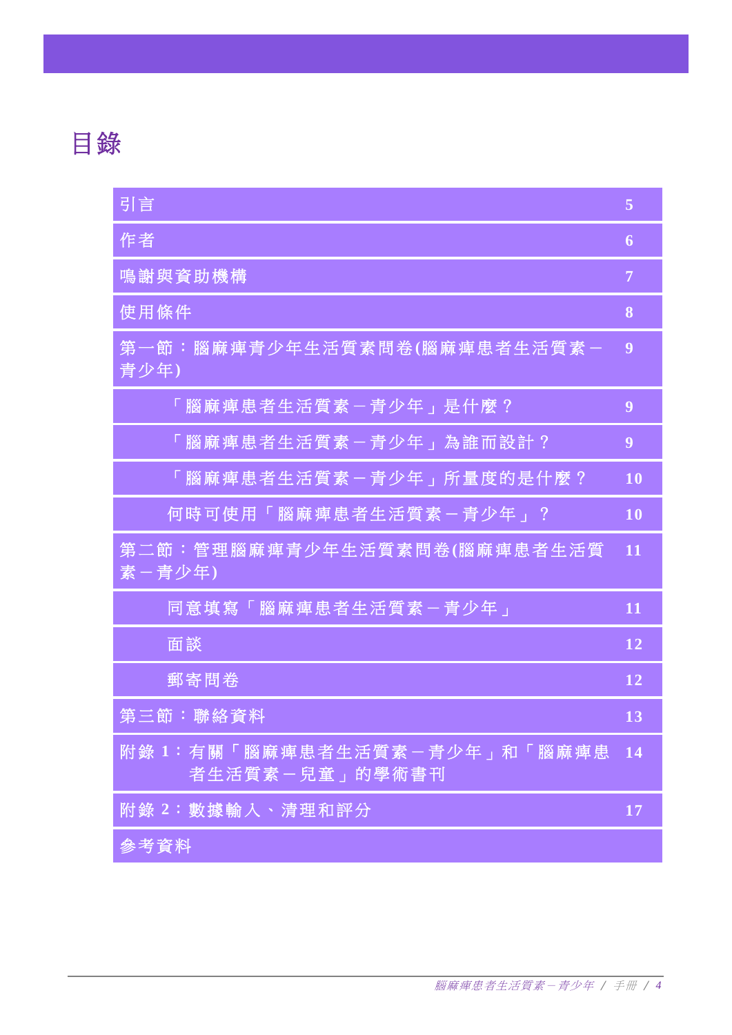# 目錄

| | |
|---|---|
| 引言 | 5 |
| 作者 | 6 |
| 鳴謝與資助機構 | 7 |
| 使用條件 | 8 |
| 第一節：腦麻痺青少年生活質素問卷(腦麻痺患者生活質素－青少年) | 9 |
| 「腦麻痺患者生活質素－青少年」是什麼？ | 9 |
| 「腦麻痺患者生活質素－青少年」為誰而設計？ | 9 |
| 「腦麻痺患者生活質素－青少年」所量度的是什麼？ | 10 |
| 何時可使用「腦麻痺患者生活質素－青少年」？ | 10 |
| 第二節：管理腦麻痺青少年生活質素問卷(腦麻痺患者生活質素－青少年) | 11 |
| 同意填寫「腦麻痺患者生活質素－青少年」 | 11 |
| 面談 | 12 |
| 郵寄問卷 | 12 |
| 第三節：聯絡資料 | 13 |
| 附錄 1：有關「腦麻痺患者生活質素－青少年」和「腦麻痺患者生活質素－兒童」的學術書刊 | 14 |
| 附錄 2：數據輸入、清理和評分 | 17 |
| 參考資料 | |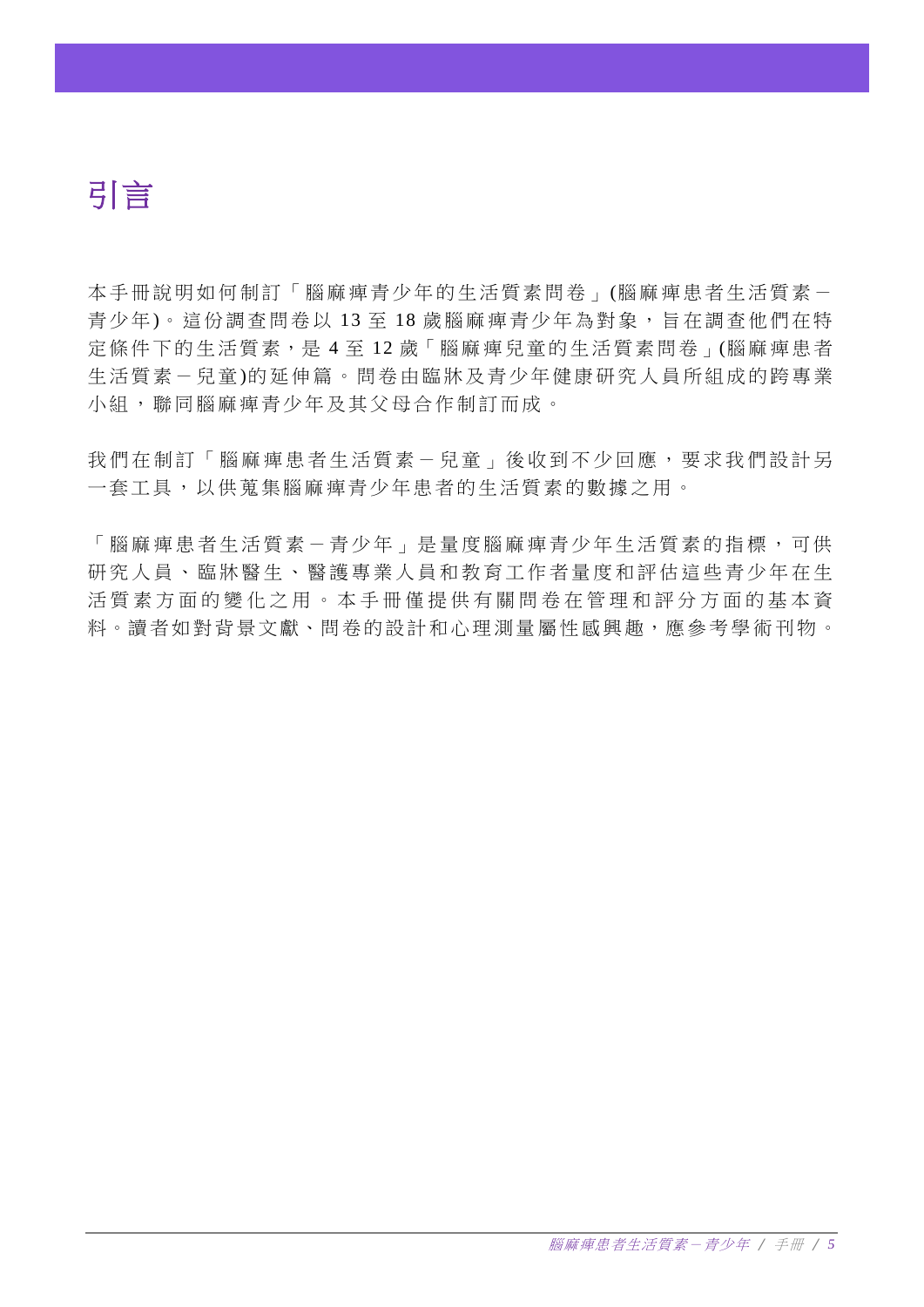# 引言

本手冊說明如何制訂「腦麻痺青少年的生活質素問卷」(腦麻痺患者生活質素－青少年)。這份調查問卷以 13 至 18 歲腦麻痺青少年為對象，旨在調查他們在特定條件下的生活質素，是 4 至 12 歲「腦麻痺兒童的生活質素問卷」(腦麻痺患者生活質素－兒童)的延伸篇。問卷由臨牀及青少年健康研究人員所組成的跨專業小組，聯同腦麻痺青少年及其父母合作制訂而成。

我們在制訂「腦麻痺患者生活質素－兒童」後收到不少回應，要求我們設計另一套工具，以供蒐集腦麻痺青少年患者的生活質素的數據之用。

「腦麻痺患者生活質素－青少年」是量度腦麻痺青少年生活質素的指標，可供研究人員、臨牀醫生、醫護專業人員和教育工作者量度和評估這些青少年在生活質素方面的變化之用。本手冊僅提供有關問卷在管理和評分方面的基本資料。讀者如對背景文獻、問卷的設計和心理測量屬性感興趣，應參考學術刊物。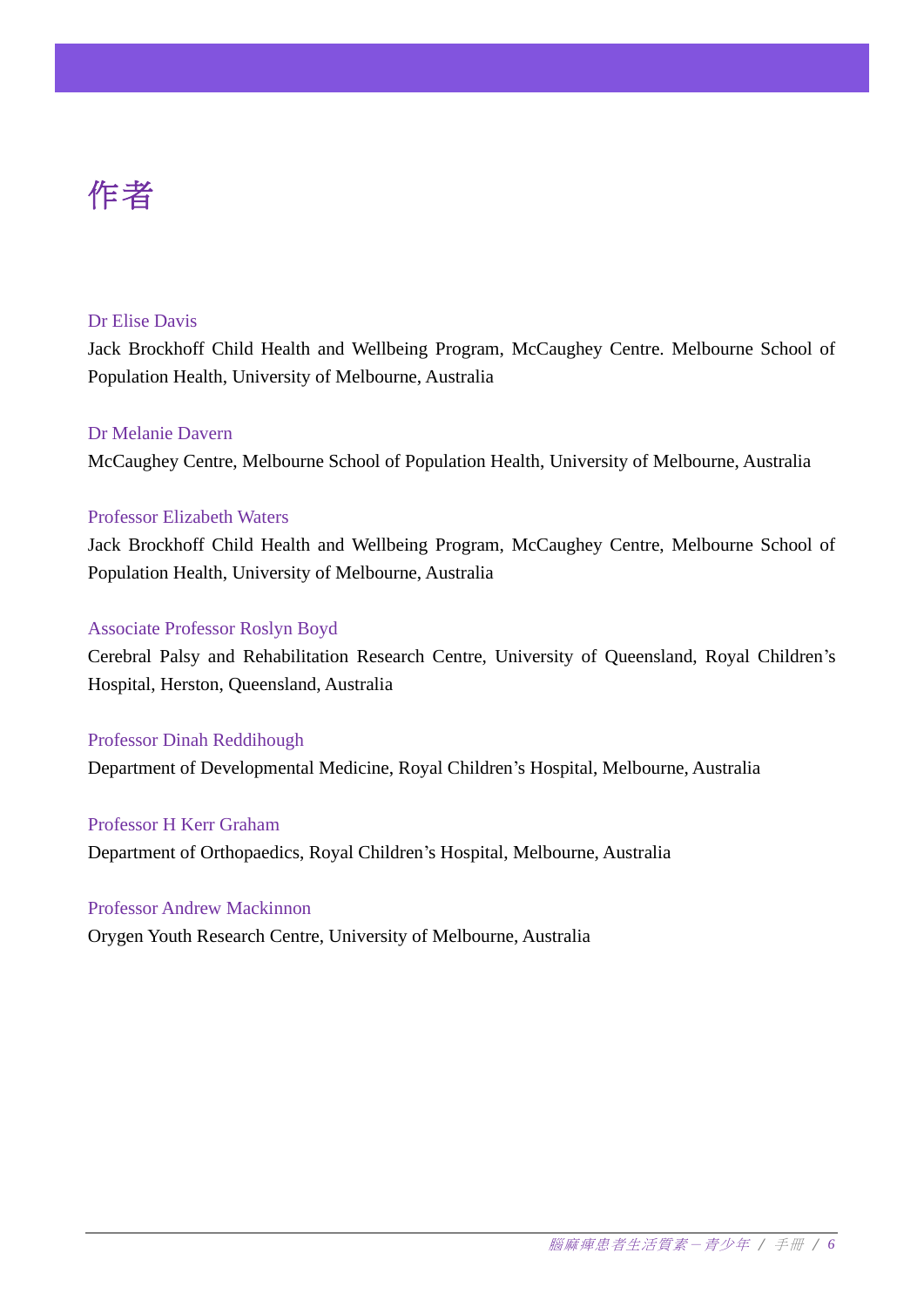# 作者

Dr Elise Davis

Jack Brockhoff Child Health and Wellbeing Program, McCaughey Centre. Melbourne School of Population Health, University of Melbourne, Australia

Dr Melanie Davern

McCaughey Centre, Melbourne School of Population Health, University of Melbourne, Australia

Professor Elizabeth Waters

Jack Brockhoff Child Health and Wellbeing Program, McCaughey Centre, Melbourne School of Population Health, University of Melbourne, Australia

Associate Professor Roslyn Boyd

Cerebral Palsy and Rehabilitation Research Centre, University of Queensland, Royal Children's Hospital, Herston, Queensland, Australia

Professor Dinah Reddihough

Department of Developmental Medicine, Royal Children's Hospital, Melbourne, Australia

Professor H Kerr Graham

Department of Orthopaedics, Royal Children's Hospital, Melbourne, Australia

Professor Andrew Mackinnon

Orygen Youth Research Centre, University of Melbourne, Australia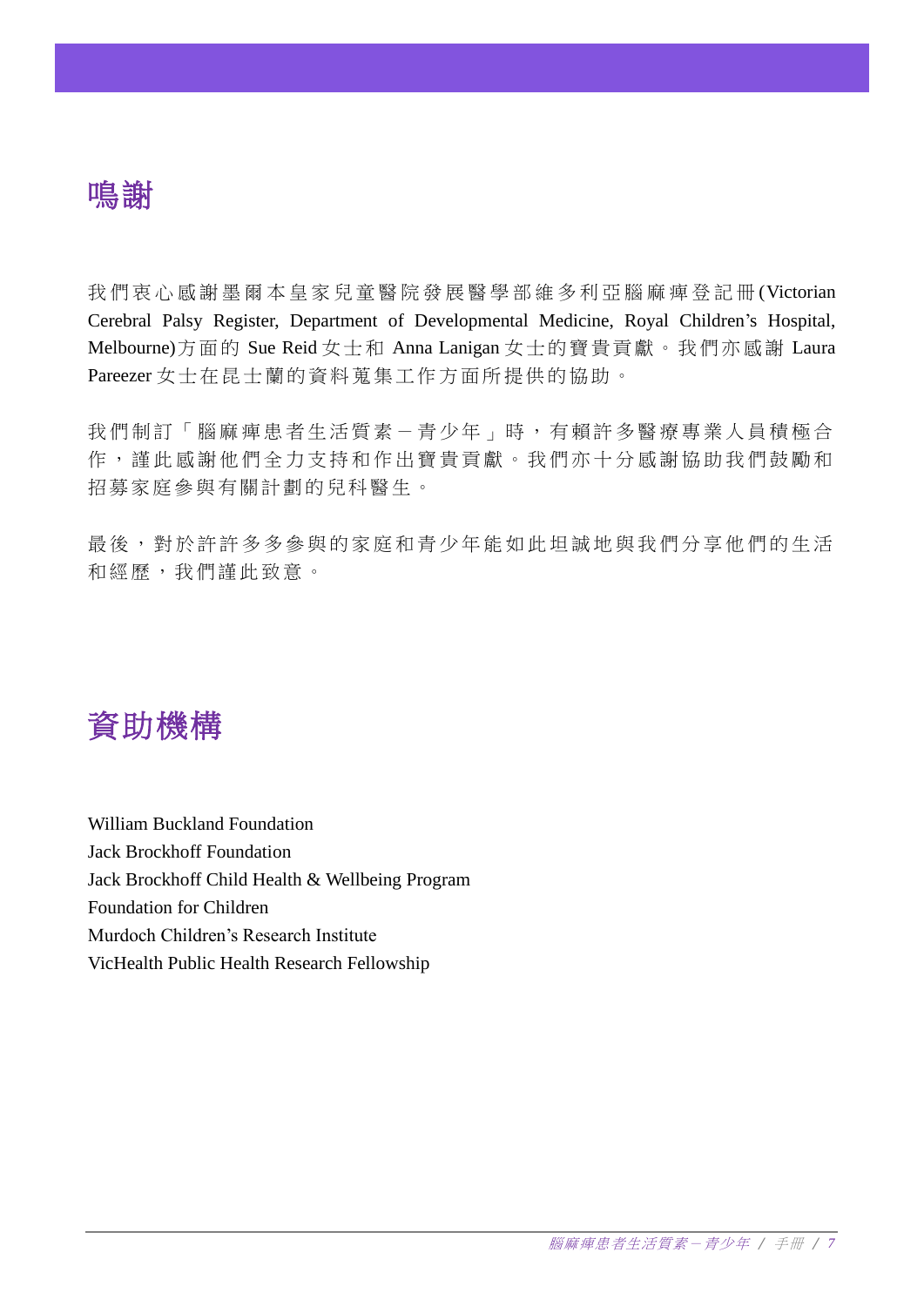# 鳴謝

我們衷心感謝墨爾本皇家兒童醫院發展醫學部維多利亞腦痲痺登記冊(Victorian Cerebral Palsy Register, Department of Developmental Medicine, Royal Children's Hospital, Melbourne)方面的 Sue Reid 女士和 Anna Lanigan 女士的寶貴貢獻。我們亦感謝 Laura Pareezer 女士在昆士蘭的資料蒐集工作方面所提供的協助。

我們制訂「腦痲痺患者生活質素－青少年」時，有賴許多醫療專業人員積極合作，謹此感謝他們全力支持和作出寶貴貢獻。我們亦十分感謝協助我們鼓勵和招募家庭參與有關計劃的兒科醫生。

最後，對於許許多多參與的家庭和青少年能如此坦誠地與我們分享他們的生活和經歷，我們謹此致意。

# 資助機構

William Buckland Foundation
Jack Brockhoff Foundation
Jack Brockhoff Child Health & Wellbeing Program
Foundation for Children
Murdoch Children's Research Institute
VicHealth Public Health Research Fellowship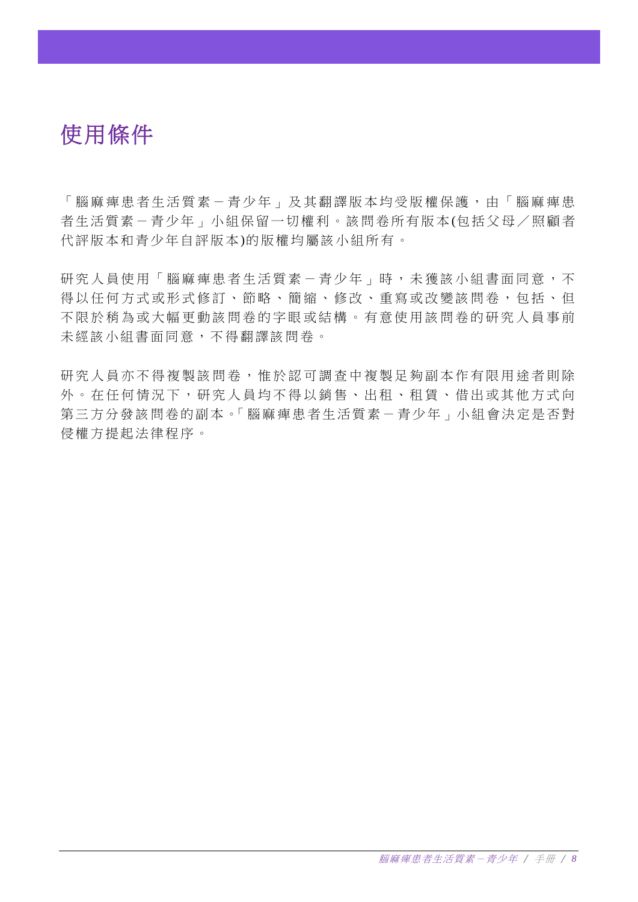# 使用條件

「腦麻痺患者生活質素－青少年」及其翻譯版本均受版權保護，由「腦麻痺患者生活質素－青少年」小組保留一切權利。該問卷所有版本(包括父母／照顧者代評版本和青少年自評版本)的版權均屬該小組所有。

研究人員使用「腦麻痺患者生活質素－青少年」時，未獲該小組書面同意，不得以任何方式或形式修訂、節略、簡縮、修改、重寫或改變該問卷，包括、但不限於稍為或大幅更動該問卷的字眼或結構。有意使用該問卷的研究人員事前未經該小組書面同意，不得翻譯該問卷。

研究人員亦不得複製該問卷，惟於認可調查中複製足夠副本作有限用途者則除外。在任何情況下，研究人員均不得以銷售、出租、租賃、借出或其他方式向第三方分發該問卷的副本。「腦麻痺患者生活質素－青少年」小組會決定是否對侵權方提起法律程序。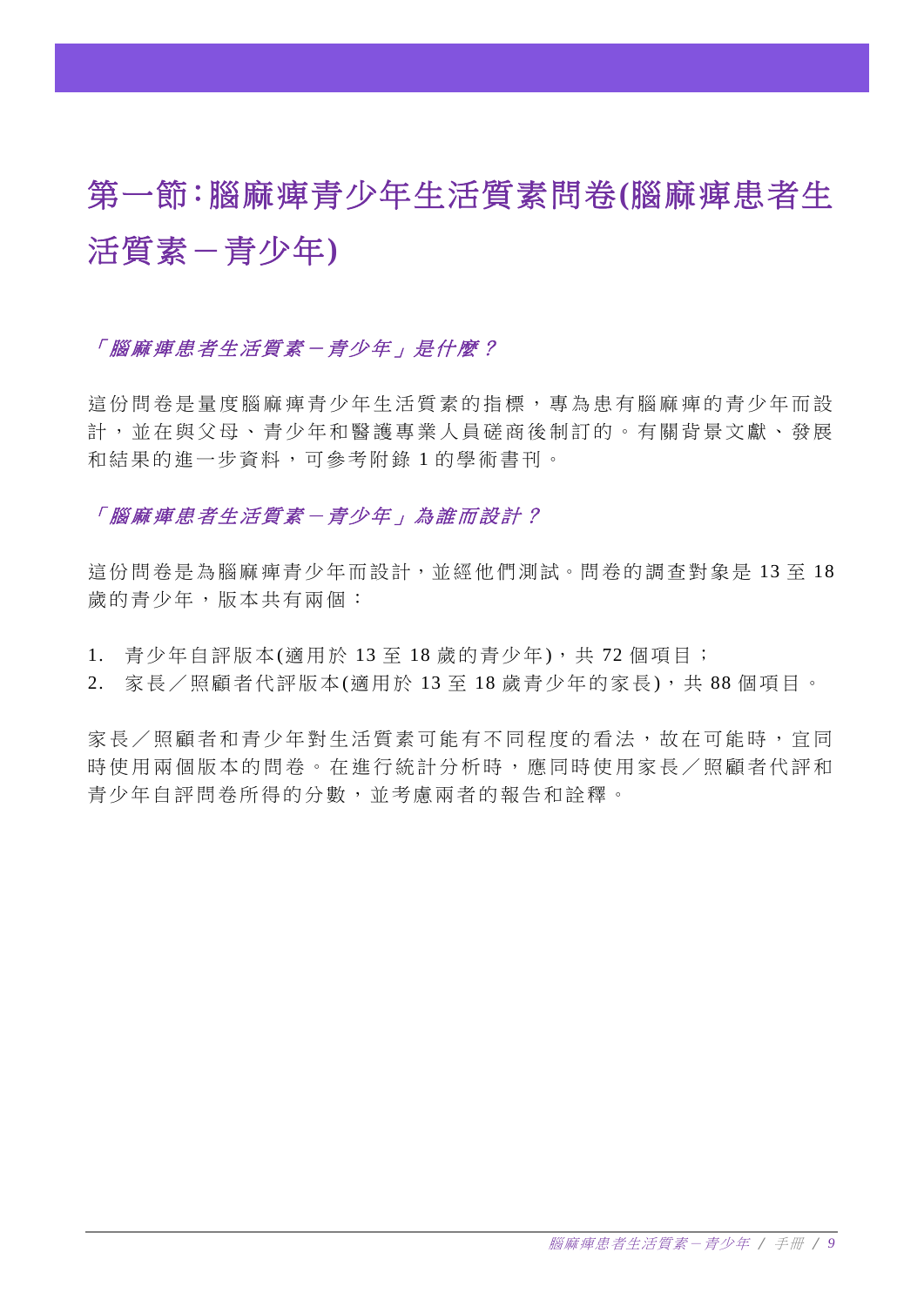# 第一節：腦麻痺青少年生活質素問卷(腦麻痺患者生活質素－青少年)

### *「腦麻痺患者生活質素－青少年」是什麼？*

這份問卷是量度腦麻痺青少年生活質素的指標，專為患有腦麻痺的青少年而設計，並在與父母、青少年和醫護專業人員磋商後制訂的。有關背景文獻、發展和結果的進一步資料，可參考附錄 1 的學術書刊。

### *「腦麻痺患者生活質素－青少年」為誰而設計？*

這份問卷是為腦麻痺青少年而設計，並經他們測試。問卷的調查對象是 13 至 18 歲的青少年，版本共有兩個：

1. 青少年自評版本(適用於 13 至 18 歲的青少年)，共 72 個項目；
2. 家長／照顧者代評版本(適用於 13 至 18 歲青少年的家長)，共 88 個項目。

家長／照顧者和青少年對生活質素可能有不同程度的看法，故在可能時，宜同時使用兩個版本的問卷。在進行統計分析時，應同時使用家長／照顧者代評和青少年自評問卷所得的分數，並考慮兩者的報告和詮釋。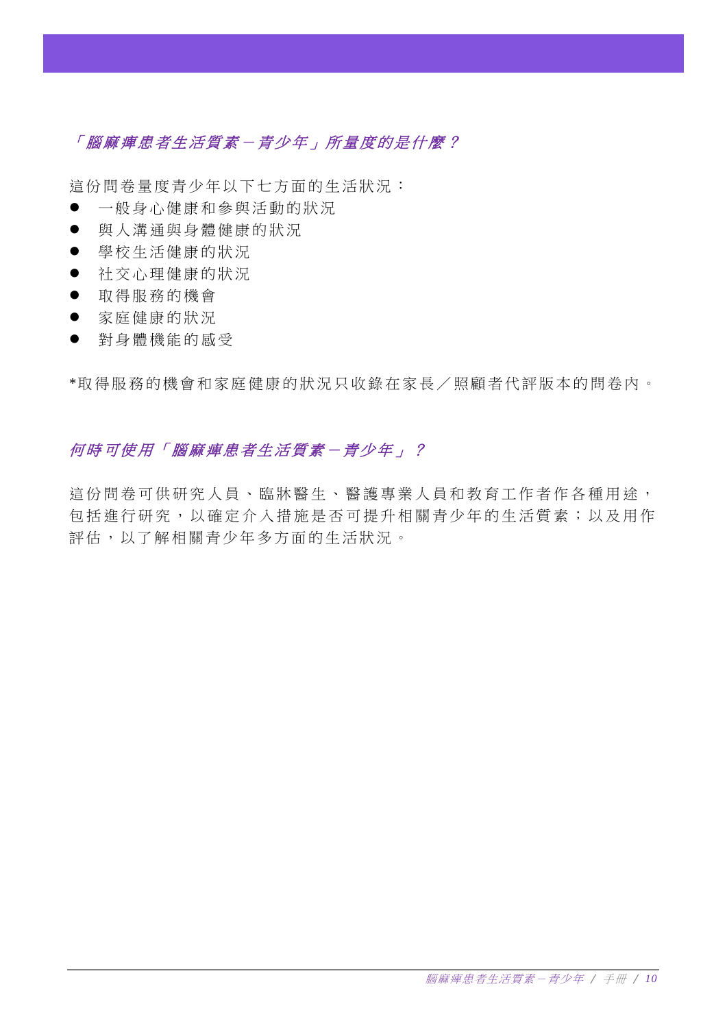## *「腦麻痺患者生活質素－青少年」所量度的是什麼？*

這份問卷量度青少年以下七方面的生活狀況：

- 一般身心健康和參與活動的狀況
- 與人溝通與身體健康的狀況
- 學校生活健康的狀況
- 社交心理健康的狀況
- 取得服務的機會
- 家庭健康的狀況
- 對身體機能的感受

*取得服務的機會和家庭健康的狀況只收錄在家長／照顧者代評版本的問卷內。

## *何時可使用「腦麻痺患者生活質素－青少年」？*

這份問卷可供研究人員、臨牀醫生、醫護專業人員和教育工作者作各種用途，包括進行研究，以確定介入措施是否可提升相關青少年的生活質素；以及用作評估，以了解相關青少年多方面的生活狀況。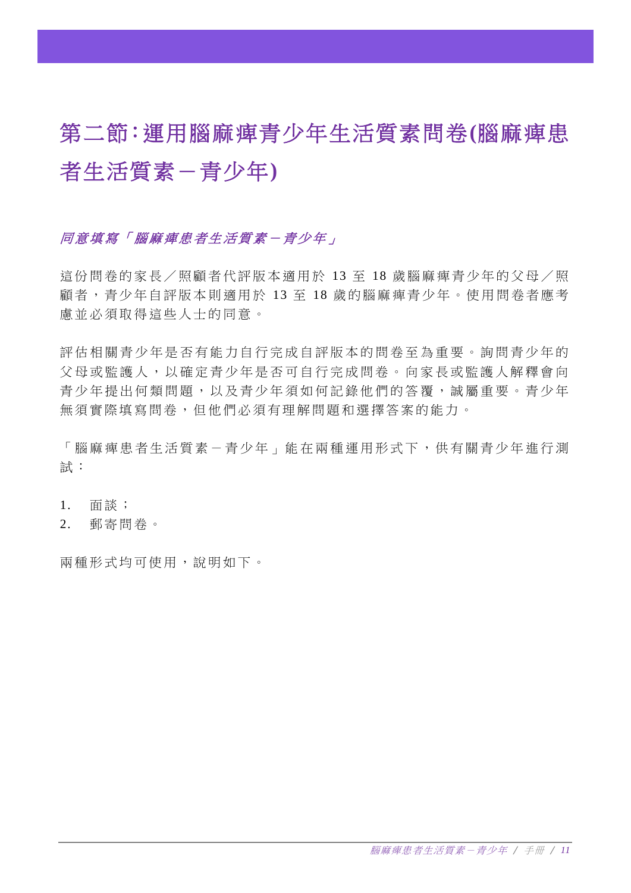# 第二節：運用腦麻痺青少年生活質素問卷(腦麻痺患者生活質素－青少年)

### *同意填寫「腦麻痺患者生活質素－青少年」*

這份問卷的家長／照顧者代評版本適用於 13 至 18 歲腦麻痺青少年的父母／照顧者，青少年自評版本則適用於 13 至 18 歲的腦麻痺青少年。使用問卷者應考慮並必須取得這些人士的同意。

評估相關青少年是否有能力自行完成自評版本的問卷至為重要。詢問青少年的父母或監護人，以確定青少年是否可自行完成問卷。向家長或監護人解釋會向青少年提出何類問題，以及青少年須如何記錄他們的答覆，誠屬重要。青少年無須實際填寫問卷，但他們必須有理解問題和選擇答案的能力。

「腦麻痺患者生活質素－青少年」能在兩種運用形式下，供有關青少年進行測試：

1. 面談；
2. 郵寄問卷。

兩種形式均可使用，說明如下。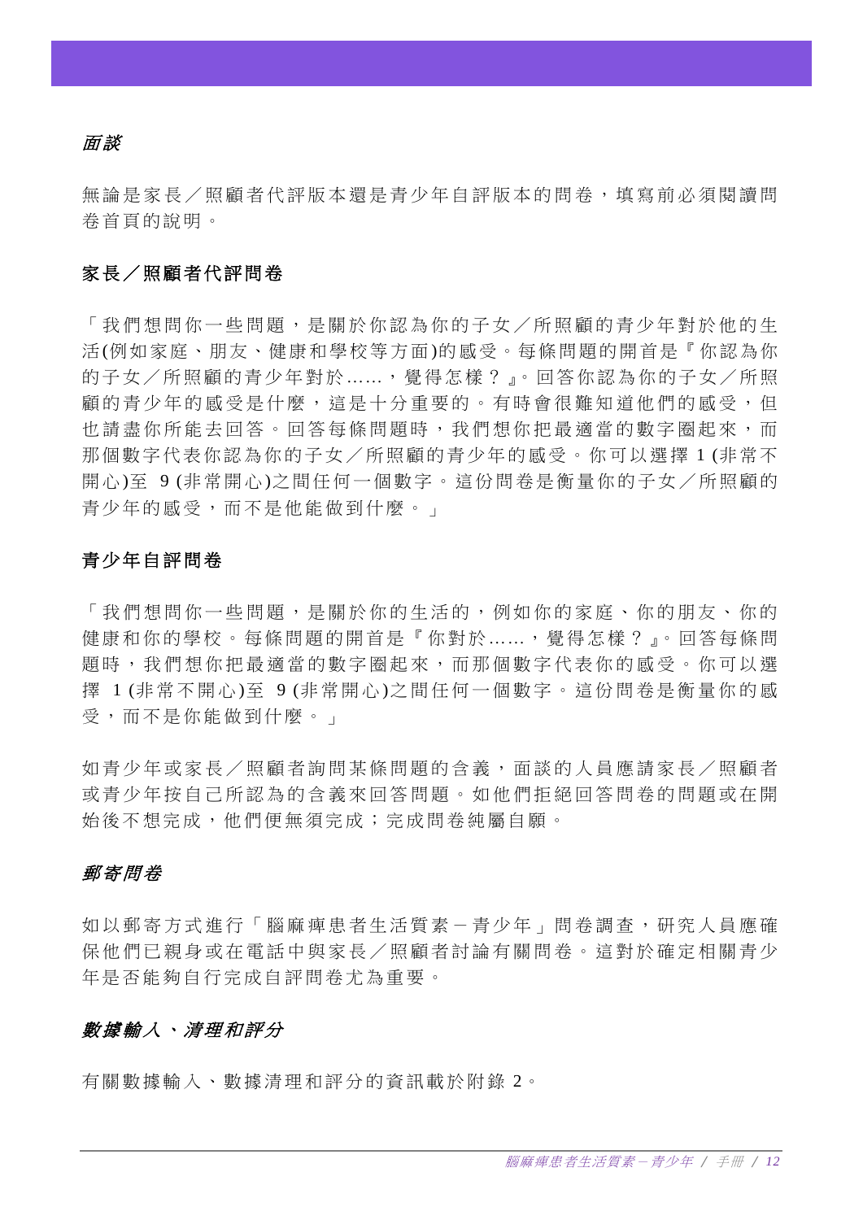*面談*

無論是家長／照顧者代評版本還是青少年自評版本的問卷，填寫前必須閱讀問卷首頁的說明。

**家長／照顧者代評問卷**

「我們想問你一些問題，是關於你認為你的子女／所照顧的青少年對於他的生活(例如家庭、朋友、健康和學校等方面)的感受。每條問題的開首是『你認為你的子女／所照顧的青少年對於……，覺得怎樣？』。回答你認為你的子女／所照顧的青少年的感受是什麼，這是十分重要的。有時會很難知道他們的感受，但也請盡你所能去回答。回答每條問題時，我們想你把最適當的數字圈起來，而那個數字代表你認為你的子女／所照顧的青少年的感受。你可以選擇 1 (非常不開心)至 9 (非常開心)之間任何一個數字。這份問卷是衡量你的子女／所照顧的青少年的感受，而不是他能做到什麼。」

**青少年自評問卷**

「我們想問你一些問題，是關於你的生活的，例如你的家庭、你的朋友、你的健康和你的學校。每條問題的開首是『你對於……，覺得怎樣？』。回答每條問題時，我們想你把最適當的數字圈起來，而那個數字代表你的感受。你可以選擇 1 (非常不開心)至 9 (非常開心)之間任何一個數字。這份問卷是衡量你的感受，而不是你能做到什麼。」

如青少年或家長／照顧者詢問某條問題的含義，面談的人員應請家長／照顧者或青少年按自己所認為的含義來回答問題。如他們拒絕回答問卷的問題或在開始後不想完成，他們便無須完成；完成問卷純屬自願。

*郵寄問卷*

如以郵寄方式進行「腦麻痺患者生活質素－青少年」問卷調查，研究人員應確保他們已親身或在電話中與家長／照顧者討論有關問卷。這對於確定相關青少年是否能夠自行完成自評問卷尤為重要。

*數據輸入、清理和評分*

有關數據輸入、數據清理和評分的資訊載於附錄 2。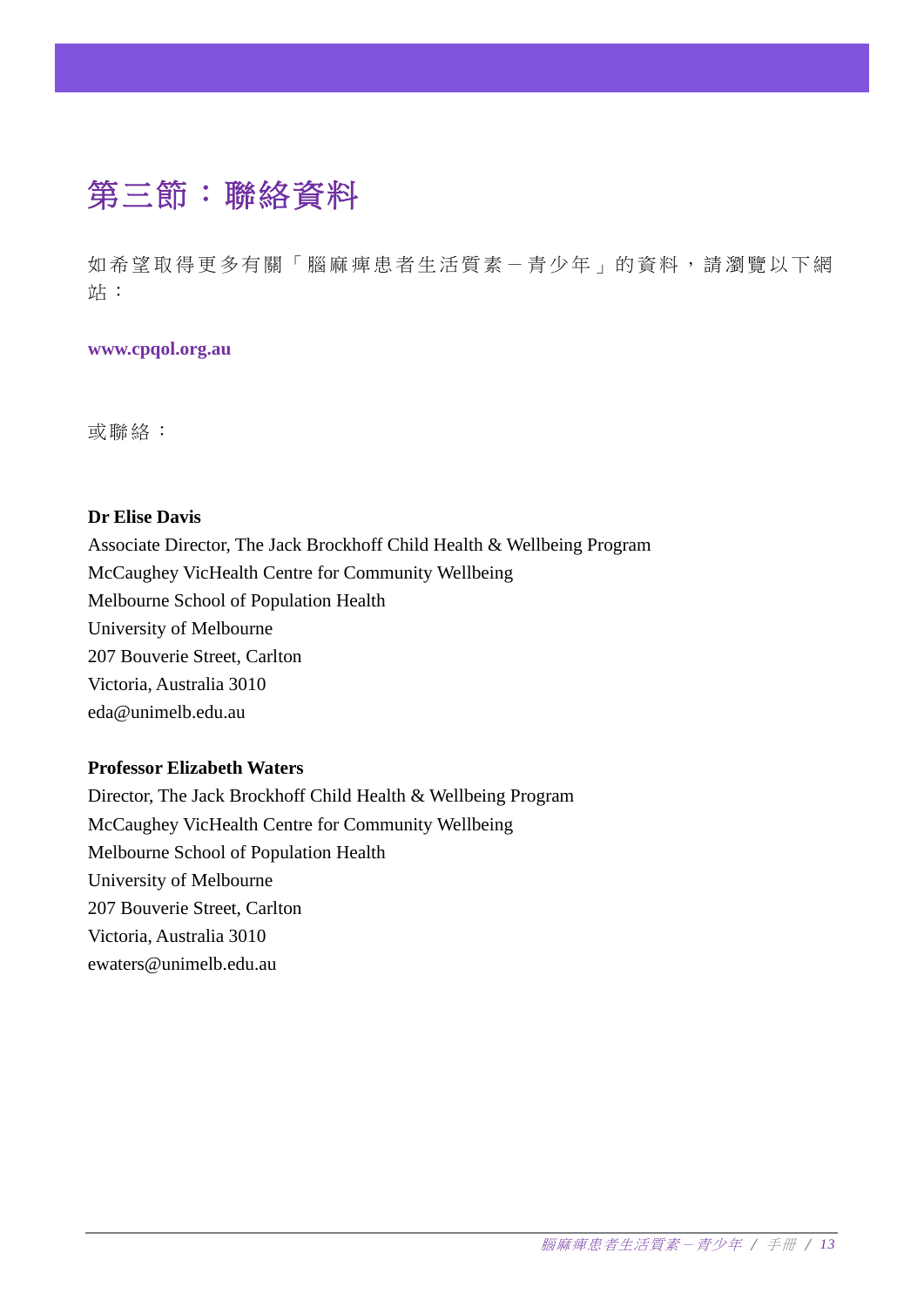# 第三節：聯絡資料

如希望取得更多有關「腦麻痺患者生活質素－青少年」的資料，請瀏覽以下網站：

**www.cpqol.org.au**

或聯絡：

**Dr Elise Davis**
Associate Director, The Jack Brockhoff Child Health & Wellbeing Program
McCaughey VicHealth Centre for Community Wellbeing
Melbourne School of Population Health
University of Melbourne
207 Bouverie Street, Carlton
Victoria, Australia 3010
eda@unimelb.edu.au

**Professor Elizabeth Waters**
Director, The Jack Brockhoff Child Health & Wellbeing Program
McCaughey VicHealth Centre for Community Wellbeing
Melbourne School of Population Health
University of Melbourne
207 Bouverie Street, Carlton
Victoria, Australia 3010
ewaters@unimelb.edu.au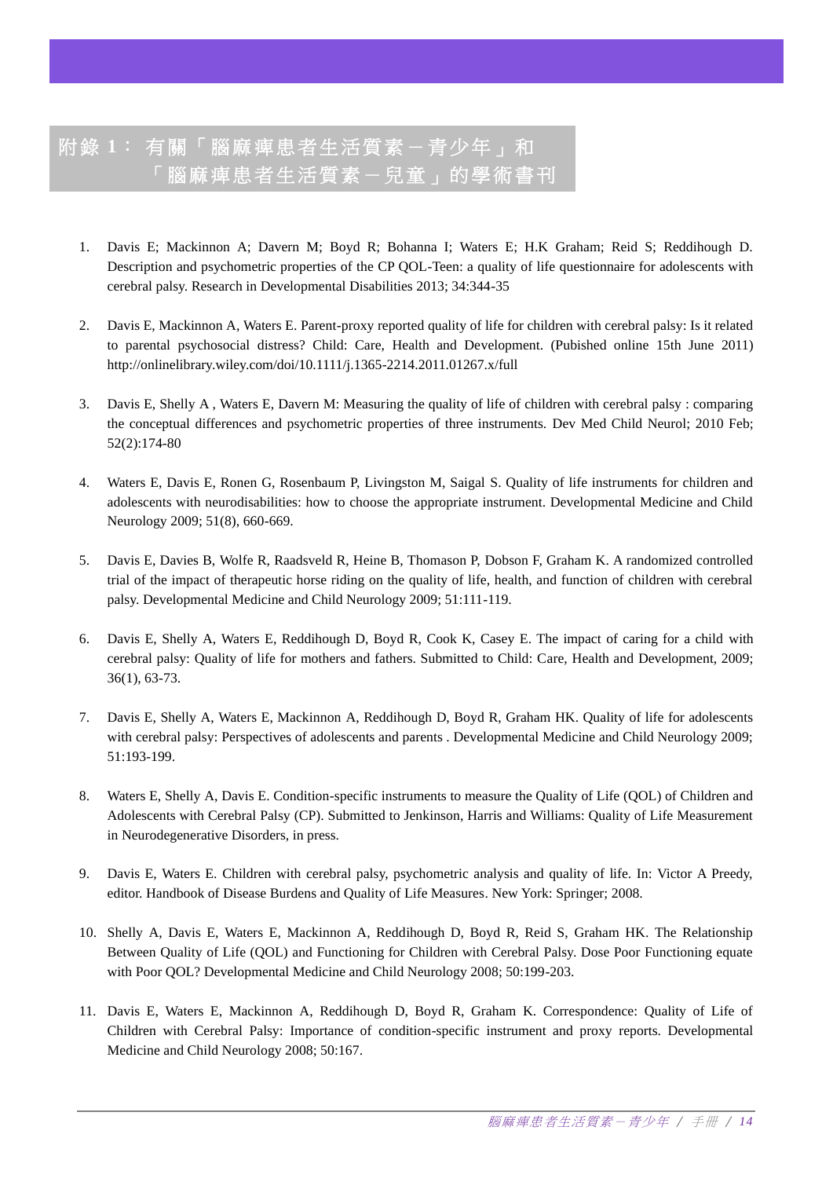# 附錄 1： 有關「腦麻痺患者生活質素－青少年」和「腦麻痺患者生活質素－兒童」的學術書刊

1. Davis E; Mackinnon A; Davern M; Boyd R; Bohanna I; Waters E; H.K Graham; Reid S; Reddihough D. Description and psychometric properties of the CP QOL-Teen: a quality of life questionnaire for adolescents with cerebral palsy. Research in Developmental Disabilities 2013; 34:344-35

2. Davis E, Mackinnon A, Waters E. Parent-proxy reported quality of life for children with cerebral palsy: Is it related to parental psychosocial distress? Child: Care, Health and Development. (Pubished online 15th June 2011) http://onlinelibrary.wiley.com/doi/10.1111/j.1365-2214.2011.01267.x/full

3. Davis E, Shelly A , Waters E, Davern M: Measuring the quality of life of children with cerebral palsy : comparing the conceptual differences and psychometric properties of three instruments. Dev Med Child Neurol; 2010 Feb; 52(2):174-80

4. Waters E, Davis E, Ronen G, Rosenbaum P, Livingston M, Saigal S. Quality of life instruments for children and adolescents with neurodisabilities: how to choose the appropriate instrument. Developmental Medicine and Child Neurology 2009; 51(8), 660-669.

5. Davis E, Davies B, Wolfe R, Raadsveld R, Heine B, Thomason P, Dobson F, Graham K. A randomized controlled trial of the impact of therapeutic horse riding on the quality of life, health, and function of children with cerebral palsy. Developmental Medicine and Child Neurology 2009; 51:111-119.

6. Davis E, Shelly A, Waters E, Reddihough D, Boyd R, Cook K, Casey E. The impact of caring for a child with cerebral palsy: Quality of life for mothers and fathers. Submitted to Child: Care, Health and Development, 2009; 36(1), 63-73.

7. Davis E, Shelly A, Waters E, Mackinnon A, Reddihough D, Boyd R, Graham HK. Quality of life for adolescents with cerebral palsy: Perspectives of adolescents and parents . Developmental Medicine and Child Neurology 2009; 51:193-199.

8. Waters E, Shelly A, Davis E. Condition-specific instruments to measure the Quality of Life (QOL) of Children and Adolescents with Cerebral Palsy (CP). Submitted to Jenkinson, Harris and Williams: Quality of Life Measurement in Neurodegenerative Disorders, in press.

9. Davis E, Waters E. Children with cerebral palsy, psychometric analysis and quality of life. In: Victor A Preedy, editor. Handbook of Disease Burdens and Quality of Life Measures. New York: Springer; 2008.

10. Shelly A, Davis E, Waters E, Mackinnon A, Reddihough D, Boyd R, Reid S, Graham HK. The Relationship Between Quality of Life (QOL) and Functioning for Children with Cerebral Palsy. Dose Poor Functioning equate with Poor QOL? Developmental Medicine and Child Neurology 2008; 50:199-203.

11. Davis E, Waters E, Mackinnon A, Reddihough D, Boyd R, Graham K. Correspondence: Quality of Life of Children with Cerebral Palsy: Importance of condition-specific instrument and proxy reports. Developmental Medicine and Child Neurology 2008; 50:167.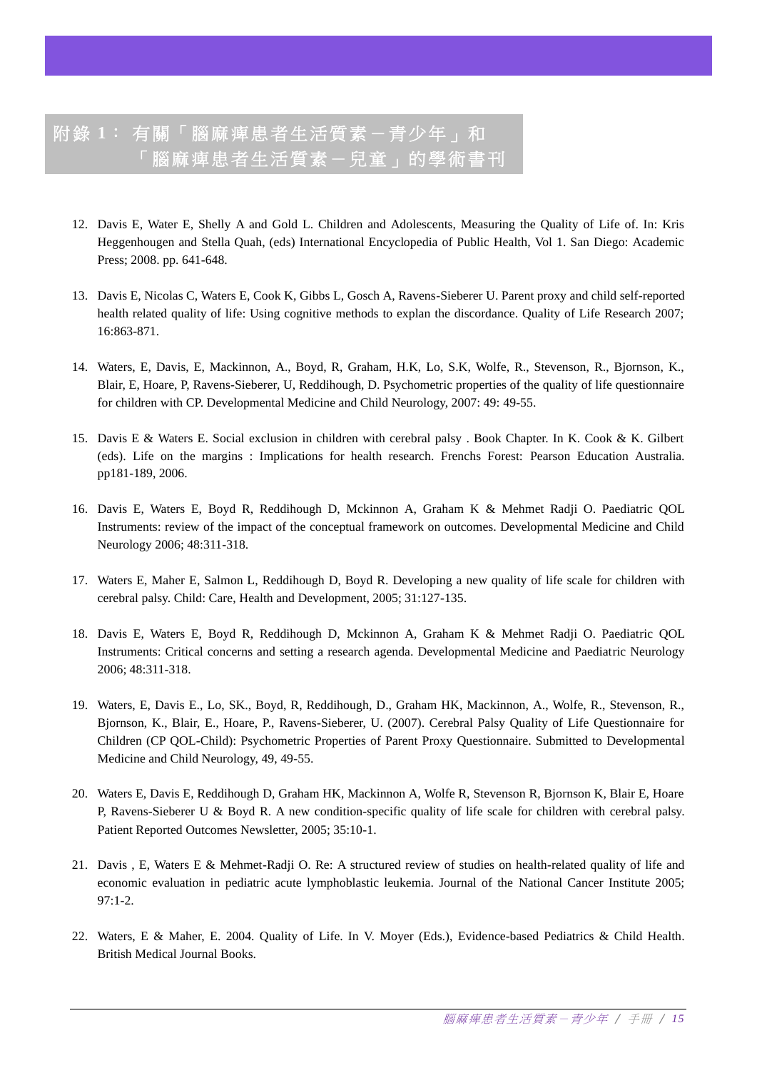# 附錄 1： 有關「腦麻痺患者生活質素－青少年」和「腦麻痺患者生活質素－兒童」的學術書刊

12. Davis E, Water E, Shelly A and Gold L. Children and Adolescents, Measuring the Quality of Life of. In: Kris Heggenhougen and Stella Quah, (eds) International Encyclopedia of Public Health, Vol 1. San Diego: Academic Press; 2008. pp. 641-648.

13. Davis E, Nicolas C, Waters E, Cook K, Gibbs L, Gosch A, Ravens-Sieberer U. Parent proxy and child self-reported health related quality of life: Using cognitive methods to explan the discordance. Quality of Life Research 2007; 16:863-871.

14. Waters, E, Davis, E, Mackinnon, A., Boyd, R, Graham, H.K, Lo, S.K, Wolfe, R., Stevenson, R., Bjornson, K., Blair, E, Hoare, P, Ravens-Sieberer, U, Reddihough, D. Psychometric properties of the quality of life questionnaire for children with CP. Developmental Medicine and Child Neurology, 2007: 49: 49-55.

15. Davis E & Waters E. Social exclusion in children with cerebral palsy . Book Chapter. In K. Cook & K. Gilbert (eds). Life on the margins : Implications for health research. Frenchs Forest: Pearson Education Australia. pp181-189, 2006.

16. Davis E, Waters E, Boyd R, Reddihough D, Mckinnon A, Graham K & Mehmet Radji O. Paediatric QOL Instruments: review of the impact of the conceptual framework on outcomes. Developmental Medicine and Child Neurology 2006; 48:311-318.

17. Waters E, Maher E, Salmon L, Reddihough D, Boyd R. Developing a new quality of life scale for children with cerebral palsy. Child: Care, Health and Development, 2005; 31:127-135.

18. Davis E, Waters E, Boyd R, Reddihough D, Mckinnon A, Graham K & Mehmet Radji O. Paediatric QOL Instruments: Critical concerns and setting a research agenda. Developmental Medicine and Paediatric Neurology 2006; 48:311-318.

19. Waters, E, Davis E., Lo, SK., Boyd, R, Reddihough, D., Graham HK, Mackinnon, A., Wolfe, R., Stevenson, R., Bjornson, K., Blair, E., Hoare, P., Ravens-Sieberer, U. (2007). Cerebral Palsy Quality of Life Questionnaire for Children (CP QOL-Child): Psychometric Properties of Parent Proxy Questionnaire. Submitted to Developmental Medicine and Child Neurology, 49, 49-55.

20. Waters E, Davis E, Reddihough D, Graham HK, Mackinnon A, Wolfe R, Stevenson R, Bjornson K, Blair E, Hoare P, Ravens-Sieberer U & Boyd R. A new condition-specific quality of life scale for children with cerebral palsy. Patient Reported Outcomes Newsletter, 2005; 35:10-1.

21. Davis , E, Waters E & Mehmet-Radji O. Re: A structured review of studies on health-related quality of life and economic evaluation in pediatric acute lymphoblastic leukemia. Journal of the National Cancer Institute 2005; 97:1-2.

22. Waters, E & Maher, E. 2004. Quality of Life. In V. Moyer (Eds.), Evidence-based Pediatrics & Child Health. British Medical Journal Books.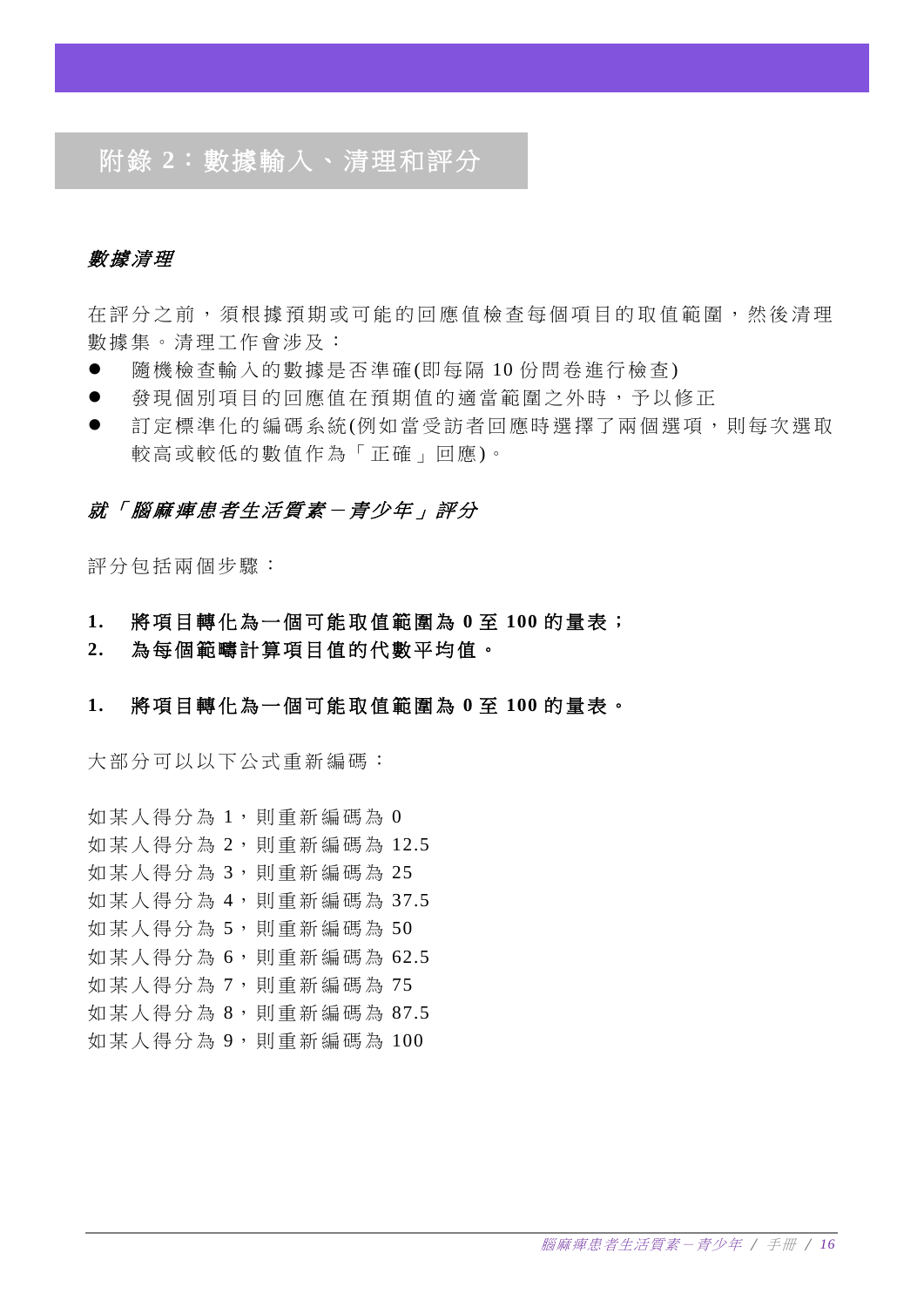# 附錄 2：數據輸入、清理和評分

### *數據清理*

在評分之前，須根據預期或可能的回應值檢查每個項目的取值範圍，然後清理數據集。清理工作會涉及：

- 隨機檢查輸入的數據是否準確(即每隔 10 份問卷進行檢查)
- 發現個別項目的回應值在預期值的適當範圍之外時，予以修正
- 訂定標準化的編碼系統(例如當受訪者回應時選擇了兩個選項，則每次選取較高或較低的數值作為「正確」回應)。

### *就「腦麻痺患者生活質素－青少年」評分*

評分包括兩個步驟：

1. **將項目轉化為一個可能取值範圍為 0 至 100 的量表；**
2. **為每個範疇計算項目值的代數平均值。**

**1. 將項目轉化為一個可能取值範圍為 0 至 100 的量表。**

大部分可以以下公式重新編碼：

如某人得分為 1，則重新編碼為 0
如某人得分為 2，則重新編碼為 12.5
如某人得分為 3，則重新編碼為 25
如某人得分為 4，則重新編碼為 37.5
如某人得分為 5，則重新編碼為 50
如某人得分為 6，則重新編碼為 62.5
如某人得分為 7，則重新編碼為 75
如某人得分為 8，則重新編碼為 87.5
如某人得分為 9，則重新編碼為 100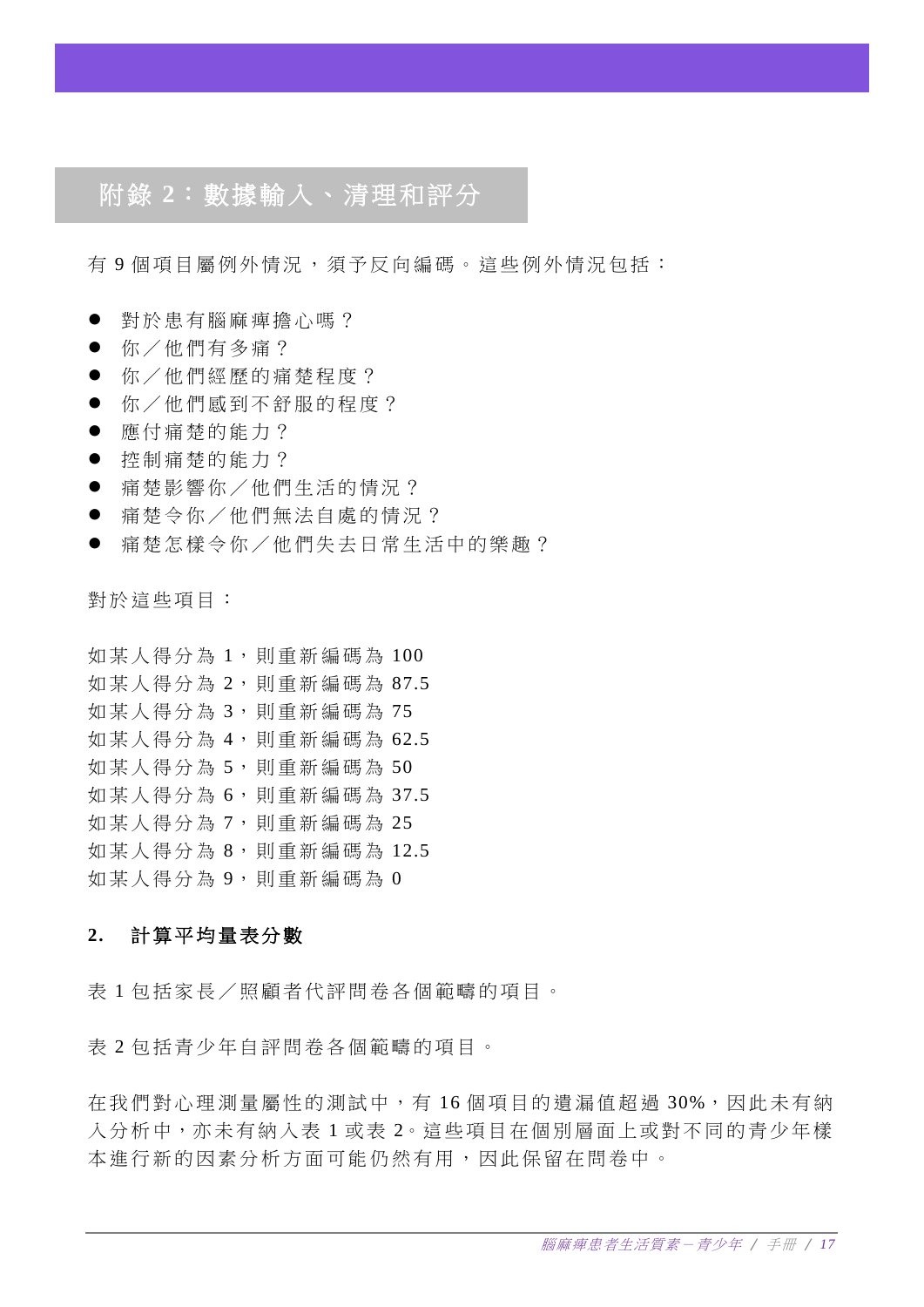# 附錄 2：數據輸入、清理和評分

有 9 個項目屬例外情況，須予反向編碼。這些例外情況包括：

- 對於患有腦麻痺擔心嗎？
- 你／他們有多痛？
- 你／他們經歷的痛楚程度？
- 你／他們感到不舒服的程度？
- 應付痛楚的能力？
- 控制痛楚的能力？
- 痛楚影響你／他們生活的情況？
- 痛楚令你／他們無法自處的情況？
- 痛楚怎樣令你／他們失去日常生活中的樂趣？

對於這些項目：

如某人得分為 1，則重新編碼為 100
如某人得分為 2，則重新編碼為 87.5
如某人得分為 3，則重新編碼為 75
如某人得分為 4，則重新編碼為 62.5
如某人得分為 5，則重新編碼為 50
如某人得分為 6，則重新編碼為 37.5
如某人得分為 7，則重新編碼為 25
如某人得分為 8，則重新編碼為 12.5
如某人得分為 9，則重新編碼為 0

## 2. 計算平均量表分數

表 1 包括家長／照顧者代評問卷各個範疇的項目。

表 2 包括青少年自評問卷各個範疇的項目。

在我們對心理測量屬性的測試中，有 16 個項目的遺漏值超過 30%，因此未有納入分析中，亦未有納入表 1 或表 2。這些項目在個別層面上或對不同的青少年樣本進行新的因素分析方面可能仍然有用，因此保留在問卷中。